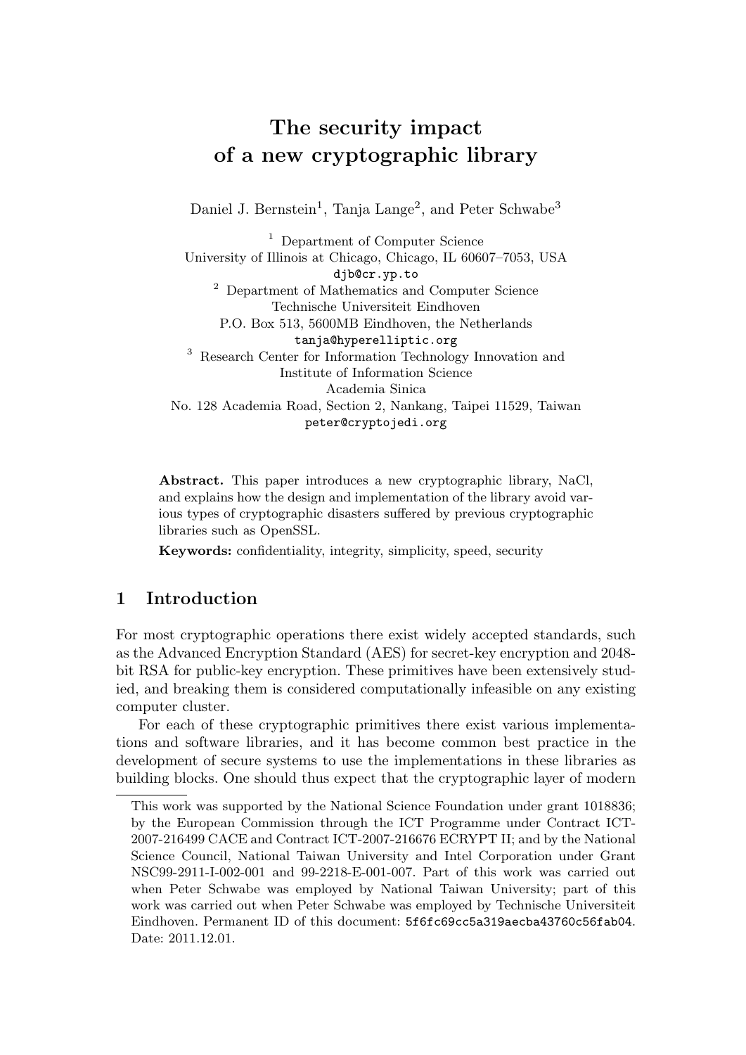# The security impact of a new cryptographic library

Daniel J. Bernstein[1], Tanja Lange[2], and Peter Schwabe[3]

[1] Department of Computer Science
University of Illinois at Chicago, Chicago, IL 60607–7053, USA
djb@cr.yp.to

[2] Department of Mathematics and Computer Science
Technische Universiteit Eindhoven
P.O. Box 513, 5600MB Eindhoven, the Netherlands
tanja@hyperelliptic.org

[3] Research Center for Information Technology Innovation and
Institute of Information Science
Academia Sinica
No. 128 Academia Road, Section 2, Nankang, Taipei 11529, Taiwan
peter@cryptojedi.org

**Abstract.** This paper introduces a new cryptographic library, NaCl, and explains how the design and implementation of the library avoid various types of cryptographic disasters suffered by previous cryptographic libraries such as OpenSSL.

**Keywords:** confidentiality, integrity, simplicity, speed, security

## 1 Introduction

For most cryptographic operations there exist widely accepted standards, such as the Advanced Encryption Standard (AES) for secret-key encryption and 2048-bit RSA for public-key encryption. These primitives have been extensively studied, and breaking them is considered computationally infeasible on any existing computer cluster.

For each of these cryptographic primitives there exist various implementations and software libraries, and it has become common best practice in the development of secure systems to use the implementations in these libraries as building blocks. One should thus expect that the cryptographic layer of modern

---

This work was supported by the National Science Foundation under grant 1018836; by the European Commission through the ICT Programme under Contract ICT-2007-216499 CACE and Contract ICT-2007-216676 ECRYPT II; and by the National Science Council, National Taiwan University and Intel Corporation under Grant NSC99-2911-I-002-001 and 99-2218-E-001-007. Part of this work was carried out when Peter Schwabe was employed by National Taiwan University; part of this work was carried out when Peter Schwabe was employed by Technische Universiteit Eindhoven. Permanent ID of this document: 5f6fc69cc5a319aecba43760c56fab04. Date: 2011.12.01.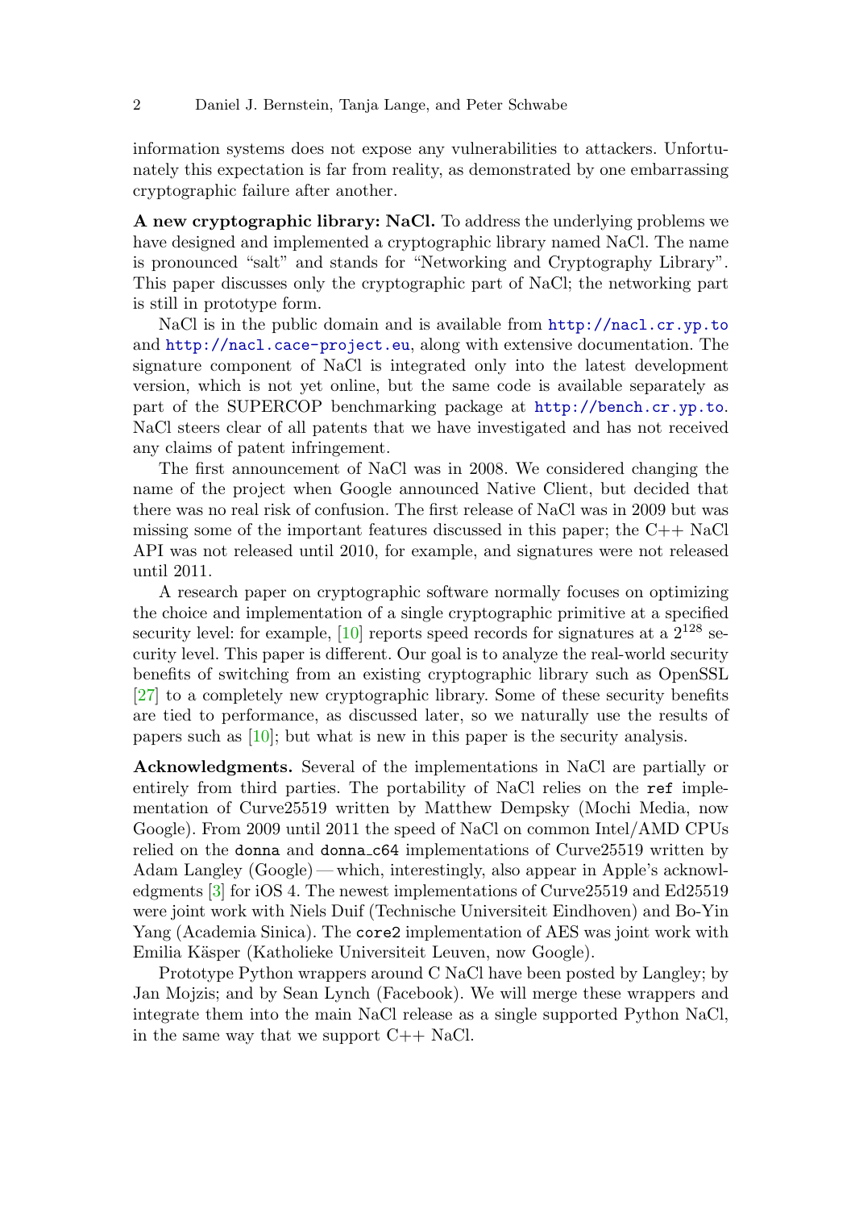information systems does not expose any vulnerabilities to attackers. Unfortunately this expectation is far from reality, as demonstrated by one embarrassing cryptographic failure after another.

**A new cryptographic library: NaCl.** To address the underlying problems we have designed and implemented a cryptographic library named NaCl. The name is pronounced "salt" and stands for "Networking and Cryptography Library". This paper discusses only the cryptographic part of NaCl; the networking part is still in prototype form.

NaCl is in the public domain and is available from http://nacl.cr.yp.to and http://nacl.cace-project.eu, along with extensive documentation. The signature component of NaCl is integrated only into the latest development version, which is not yet online, but the same code is available separately as part of the SUPERCOP benchmarking package at http://bench.cr.yp.to. NaCl steers clear of all patents that we have investigated and has not received any claims of patent infringement.

The first announcement of NaCl was in 2008. We considered changing the name of the project when Google announced Native Client, but decided that there was no real risk of confusion. The first release of NaCl was in 2009 but was missing some of the important features discussed in this paper; the C++ NaCl API was not released until 2010, for example, and signatures were not released until 2011.

A research paper on cryptographic software normally focuses on optimizing the choice and implementation of a single cryptographic primitive at a specified security level: for example, [10] reports speed records for signatures at a $2^{128}$ security level. This paper is different. Our goal is to analyze the real-world security benefits of switching from an existing cryptographic library such as OpenSSL [27] to a completely new cryptographic library. Some of these security benefits are tied to performance, as discussed later, so we naturally use the results of papers such as [10]; but what is new in this paper is the security analysis.

**Acknowledgments.** Several of the implementations in NaCl are partially or entirely from third parties. The portability of NaCl relies on the `ref` implementation of Curve25519 written by Matthew Dempsky (Mochi Media, now Google). From 2009 until 2011 the speed of NaCl on common Intel/AMD CPUs relied on the `donna` and `donna_c64` implementations of Curve25519 written by Adam Langley (Google) — which, interestingly, also appear in Apple's acknowledgments [3] for iOS 4. The newest implementations of Curve25519 and Ed25519 were joint work with Niels Duif (Technische Universiteit Eindhoven) and Bo-Yin Yang (Academia Sinica). The `core2` implementation of AES was joint work with Emilia Käsper (Katholieke Universiteit Leuven, now Google).

Prototype Python wrappers around C NaCl have been posted by Langley; by Jan Mojzis; and by Sean Lynch (Facebook). We will merge these wrappers and integrate them into the main NaCl release as a single supported Python NaCl, in the same way that we support C++ NaCl.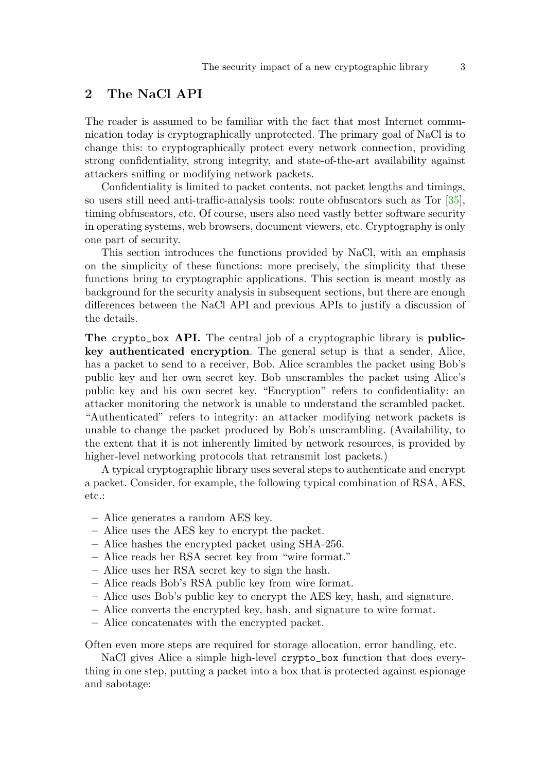## 2 The NaCl API

The reader is assumed to be familiar with the fact that most Internet communication today is cryptographically unprotected. The primary goal of NaCl is to change this: to cryptographically protect every network connection, providing strong confidentiality, strong integrity, and state-of-the-art availability against attackers sniffing or modifying network packets.

Confidentiality is limited to packet contents, not packet lengths and timings, so users still need anti-traffic-analysis tools: route obfuscators such as Tor [35], timing obfuscators, etc. Of course, users also need vastly better software security in operating systems, web browsers, document viewers, etc. Cryptography is only one part of security.

This section introduces the functions provided by NaCl, with an emphasis on the simplicity of these functions: more precisely, the simplicity that these functions bring to cryptographic applications. This section is meant mostly as background for the security analysis in subsequent sections, but there are enough differences between the NaCl API and previous APIs to justify a discussion of the details.

**The `crypto_box` API.** The central job of a cryptographic library is **public-key authenticated encryption**. The general setup is that a sender, Alice, has a packet to send to a receiver, Bob. Alice scrambles the packet using Bob's public key and her own secret key. Bob unscrambles the packet using Alice's public key and his own secret key. "Encryption" refers to confidentiality: an attacker monitoring the network is unable to understand the scrambled packet. "Authenticated" refers to integrity: an attacker modifying network packets is unable to change the packet produced by Bob's unscrambling. (Availability, to the extent that it is not inherently limited by network resources, is provided by higher-level networking protocols that retransmit lost packets.)

A typical cryptographic library uses several steps to authenticate and encrypt a packet. Consider, for example, the following typical combination of RSA, AES, etc.:

- Alice generates a random AES key.
- Alice uses the AES key to encrypt the packet.
- Alice hashes the encrypted packet using SHA-256.
- Alice reads her RSA secret key from "wire format."
- Alice uses her RSA secret key to sign the hash.
- Alice reads Bob's RSA public key from wire format.
- Alice uses Bob's public key to encrypt the AES key, hash, and signature.
- Alice converts the encrypted key, hash, and signature to wire format.
- Alice concatenates with the encrypted packet.

Often even more steps are required for storage allocation, error handling, etc.

NaCl gives Alice a simple high-level `crypto_box` function that does everything in one step, putting a packet into a box that is protected against espionage and sabotage: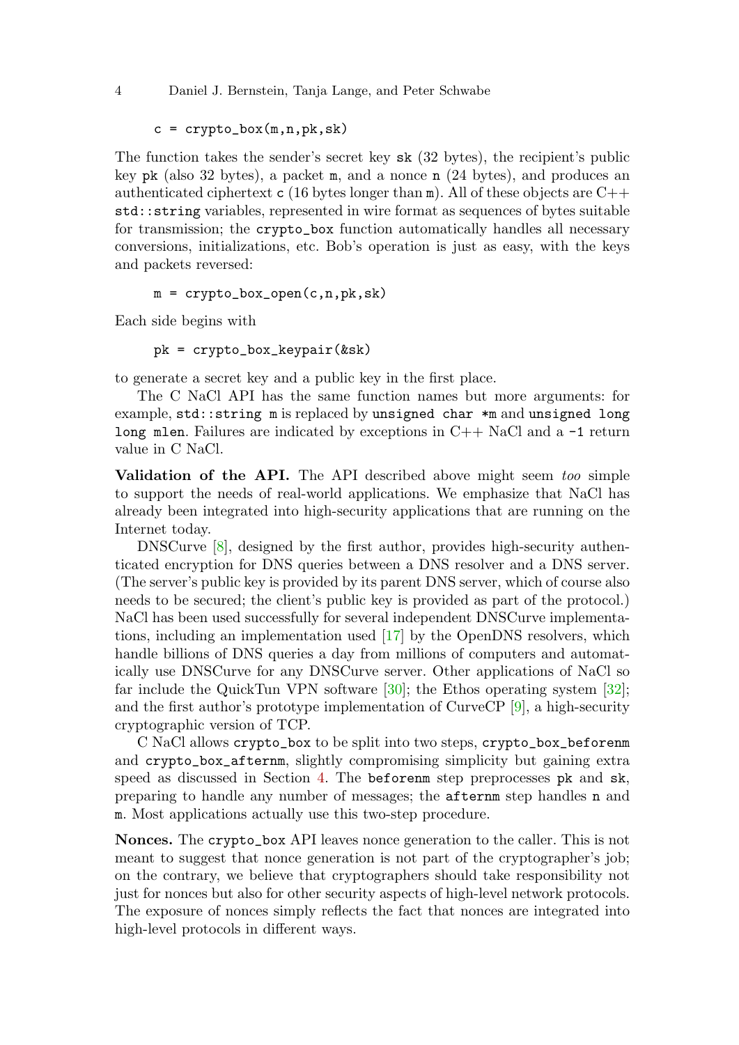```
c = crypto_box(m,n,pk,sk)
```

The function takes the sender's secret key `sk` (32 bytes), the recipient's public key `pk` (also 32 bytes), a packet `m`, and a nonce `n` (24 bytes), and produces an authenticated ciphertext `c` (16 bytes longer than `m`). All of these objects are C++ `std::string` variables, represented in wire format as sequences of bytes suitable for transmission; the `crypto_box` function automatically handles all necessary conversions, initializations, etc. Bob's operation is just as easy, with the keys and packets reversed:

```
m = crypto_box_open(c,n,pk,sk)
```

Each side begins with

```
pk = crypto_box_keypair(&sk)
```

to generate a secret key and a public key in the first place.

The C NaCl API has the same function names but more arguments: for example, `std::string m` is replaced by `unsigned char *m` and `unsigned long long mlen`. Failures are indicated by exceptions in C++ NaCl and a `-1` return value in C NaCl.

**Validation of the API.** The API described above might seem *too* simple to support the needs of real-world applications. We emphasize that NaCl has already been integrated into high-security applications that are running on the Internet today.

DNSCurve [8], designed by the first author, provides high-security authenticated encryption for DNS queries between a DNS resolver and a DNS server. (The server's public key is provided by its parent DNS server, which of course also needs to be secured; the client's public key is provided as part of the protocol.) NaCl has been used successfully for several independent DNSCurve implementations, including an implementation used [17] by the OpenDNS resolvers, which handle billions of DNS queries a day from millions of computers and automatically use DNSCurve for any DNSCurve server. Other applications of NaCl so far include the QuickTun VPN software [30]; the Ethos operating system [32]; and the first author's prototype implementation of CurveCP [9], a high-security cryptographic version of TCP.

C NaCl allows `crypto_box` to be split into two steps, `crypto_box_beforenm` and `crypto_box_afternm`, slightly compromising simplicity but gaining extra speed as discussed in Section 4. The `beforenm` step preprocesses `pk` and `sk`, preparing to handle any number of messages; the `afternm` step handles `n` and `m`. Most applications actually use this two-step procedure.

**Nonces.** The `crypto_box` API leaves nonce generation to the caller. This is not meant to suggest that nonce generation is not part of the cryptographer's job; on the contrary, we believe that cryptographers should take responsibility not just for nonces but also for other security aspects of high-level network protocols. The exposure of nonces simply reflects the fact that nonces are integrated into high-level protocols in different ways.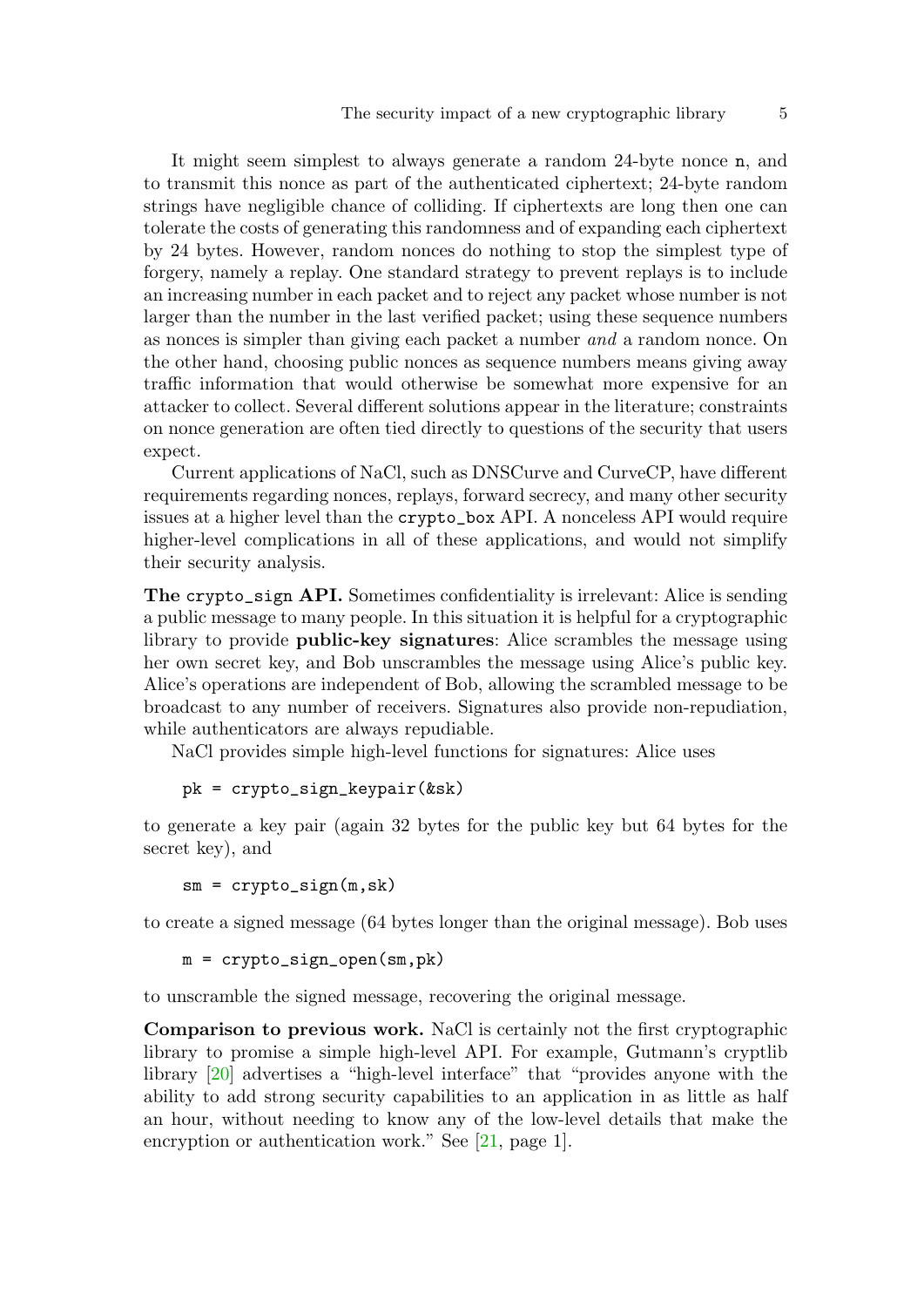It might seem simplest to always generate a random 24-byte nonce `n`, and to transmit this nonce as part of the authenticated ciphertext; 24-byte random strings have negligible chance of colliding. If ciphertexts are long then one can tolerate the costs of generating this randomness and of expanding each ciphertext by 24 bytes. However, random nonces do nothing to stop the simplest type of forgery, namely a replay. One standard strategy to prevent replays is to include an increasing number in each packet and to reject any packet whose number is not larger than the number in the last verified packet; using these sequence numbers as nonces is simpler than giving each packet a number *and* a random nonce. On the other hand, choosing public nonces as sequence numbers means giving away traffic information that would otherwise be somewhat more expensive for an attacker to collect. Several different solutions appear in the literature; constraints on nonce generation are often tied directly to questions of the security that users expect.

Current applications of NaCl, such as DNSCurve and CurveCP, have different requirements regarding nonces, replays, forward secrecy, and many other security issues at a higher level than the `crypto_box` API. A nonceless API would require higher-level complications in all of these applications, and would not simplify their security analysis.

**The `crypto_sign` API.** Sometimes confidentiality is irrelevant: Alice is sending a public message to many people. In this situation it is helpful for a cryptographic library to provide **public-key signatures**: Alice scrambles the message using her own secret key, and Bob unscrambles the message using Alice's public key. Alice's operations are independent of Bob, allowing the scrambled message to be broadcast to any number of receivers. Signatures also provide non-repudiation, while authenticators are always repudiable.

NaCl provides simple high-level functions for signatures: Alice uses

```
pk = crypto_sign_keypair(&sk)
```

to generate a key pair (again 32 bytes for the public key but 64 bytes for the secret key), and

```
sm = crypto_sign(m,sk)
```

to create a signed message (64 bytes longer than the original message). Bob uses

```
m = crypto_sign_open(sm,pk)
```

to unscramble the signed message, recovering the original message.

**Comparison to previous work.** NaCl is certainly not the first cryptographic library to promise a simple high-level API. For example, Gutmann's cryptlib library [20] advertises a "high-level interface" that "provides anyone with the ability to add strong security capabilities to an application in as little as half an hour, without needing to know any of the low-level details that make the encryption or authentication work." See [21, page 1].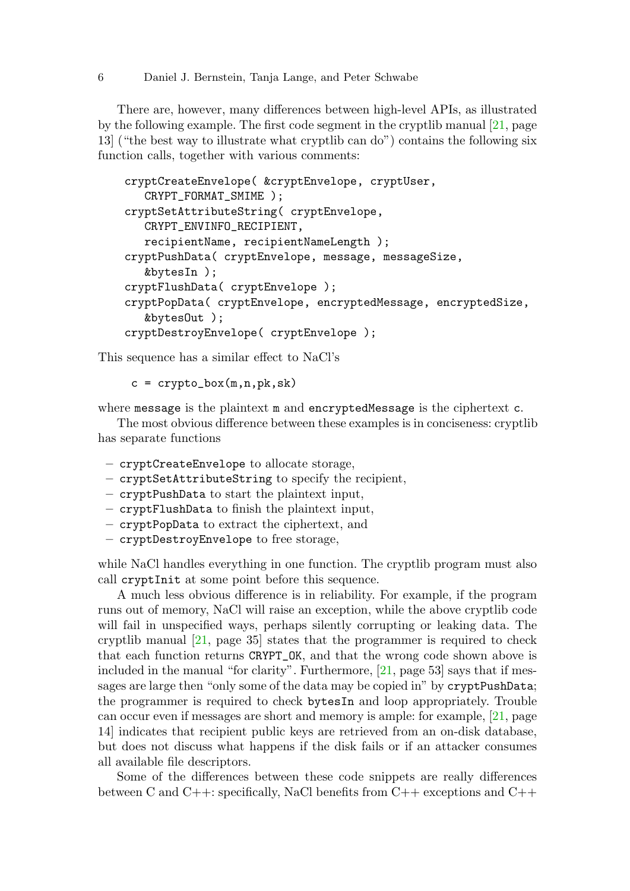There are, however, many differences between high-level APIs, as illustrated by the following example. The first code segment in the cryptlib manual [21, page 13] ("the best way to illustrate what cryptlib can do") contains the following six function calls, together with various comments:

```
cryptCreateEnvelope( &cryptEnvelope, cryptUser,
   CRYPT_FORMAT_SMIME );
cryptSetAttributeString( cryptEnvelope,
   CRYPT_ENVINFO_RECIPIENT,
   recipientName, recipientNameLength );
cryptPushData( cryptEnvelope, message, messageSize,
   &bytesIn );
cryptFlushData( cryptEnvelope );
cryptPopData( cryptEnvelope, encryptedMessage, encryptedSize,
   &bytesOut );
cryptDestroyEnvelope( cryptEnvelope );
```

This sequence has a similar effect to NaCl's

```
c = crypto_box(m,n,pk,sk)
```

where `message` is the plaintext `m` and `encryptedMessage` is the ciphertext `c`.

The most obvious difference between these examples is in conciseness: cryptlib has separate functions

- `cryptCreateEnvelope` to allocate storage,
- `cryptSetAttributeString` to specify the recipient,
- `cryptPushData` to start the plaintext input,
- `cryptFlushData` to finish the plaintext input,
- `cryptPopData` to extract the ciphertext, and
- `cryptDestroyEnvelope` to free storage,

while NaCl handles everything in one function. The cryptlib program must also call `cryptInit` at some point before this sequence.

A much less obvious difference is in reliability. For example, if the program runs out of memory, NaCl will raise an exception, while the above cryptlib code will fail in unspecified ways, perhaps silently corrupting or leaking data. The cryptlib manual [21, page 35] states that the programmer is required to check that each function returns `CRYPT_OK`, and that the wrong code shown above is included in the manual "for clarity". Furthermore, [21, page 53] says that if messages are large then "only some of the data may be copied in" by `cryptPushData`; the programmer is required to check `bytesIn` and loop appropriately. Trouble can occur even if messages are short and memory is ample: for example, [21, page 14] indicates that recipient public keys are retrieved from an on-disk database, but does not discuss what happens if the disk fails or if an attacker consumes all available file descriptors.

Some of the differences between these code snippets are really differences between C and C++: specifically, NaCl benefits from C++ exceptions and C++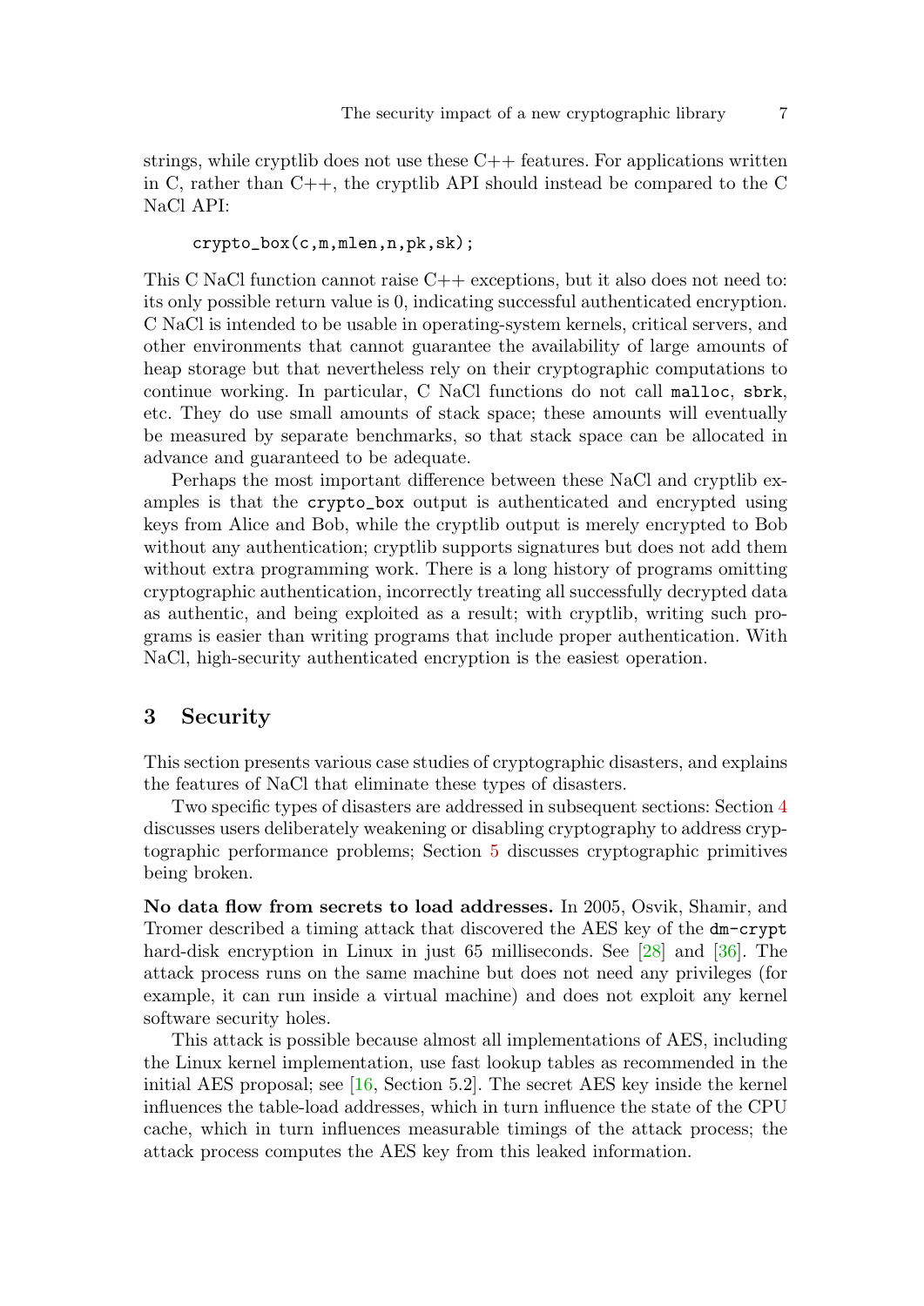strings, while cryptlib does not use these C++ features. For applications written in C, rather than C++, the cryptlib API should instead be compared to the C NaCl API:

```
crypto_box(c,m,mlen,n,pk,sk);
```

This C NaCl function cannot raise C++ exceptions, but it also does not need to: its only possible return value is 0, indicating successful authenticated encryption. C NaCl is intended to be usable in operating-system kernels, critical servers, and other environments that cannot guarantee the availability of large amounts of heap storage but that nevertheless rely on their cryptographic computations to continue working. In particular, C NaCl functions do not call `malloc`, `sbrk`, etc. They do use small amounts of stack space; these amounts will eventually be measured by separate benchmarks, so that stack space can be allocated in advance and guaranteed to be adequate.

Perhaps the most important difference between these NaCl and cryptlib examples is that the `crypto_box` output is authenticated and encrypted using keys from Alice and Bob, while the cryptlib output is merely encrypted to Bob without any authentication; cryptlib supports signatures but does not add them without extra programming work. There is a long history of programs omitting cryptographic authentication, incorrectly treating all successfully decrypted data as authentic, and being exploited as a result; with cryptlib, writing such programs is easier than writing programs that include proper authentication. With NaCl, high-security authenticated encryption is the easiest operation.

## 3 Security

This section presents various case studies of cryptographic disasters, and explains the features of NaCl that eliminate these types of disasters.

Two specific types of disasters are addressed in subsequent sections: Section 4 discusses users deliberately weakening or disabling cryptography to address cryptographic performance problems; Section 5 discusses cryptographic primitives being broken.

**No data flow from secrets to load addresses.** In 2005, Osvik, Shamir, and Tromer described a timing attack that discovered the AES key of the `dm-crypt` hard-disk encryption in Linux in just 65 milliseconds. See [28] and [36]. The attack process runs on the same machine but does not need any privileges (for example, it can run inside a virtual machine) and does not exploit any kernel software security holes.

This attack is possible because almost all implementations of AES, including the Linux kernel implementation, use fast lookup tables as recommended in the initial AES proposal; see [16, Section 5.2]. The secret AES key inside the kernel influences the table-load addresses, which in turn influence the state of the CPU cache, which in turn influences measurable timings of the attack process; the attack process computes the AES key from this leaked information.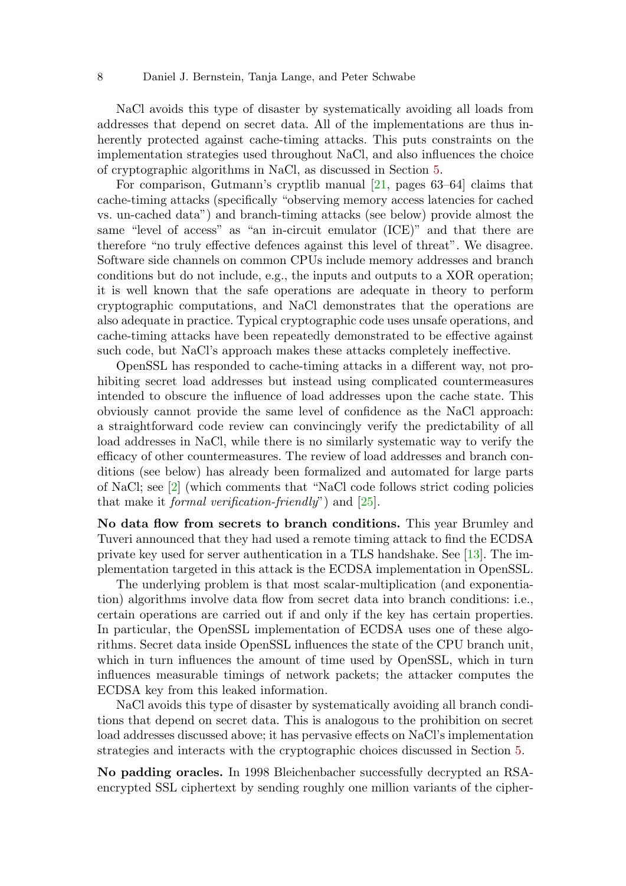NaCl avoids this type of disaster by systematically avoiding all loads from addresses that depend on secret data. All of the implementations are thus inherently protected against cache-timing attacks. This puts constraints on the implementation strategies used throughout NaCl, and also influences the choice of cryptographic algorithms in NaCl, as discussed in Section 5.

For comparison, Gutmann's cryptlib manual [21, pages 63–64] claims that cache-timing attacks (specifically "observing memory access latencies for cached vs. un-cached data") and branch-timing attacks (see below) provide almost the same "level of access" as "an in-circuit emulator (ICE)" and that there are therefore "no truly effective defences against this level of threat". We disagree. Software side channels on common CPUs include memory addresses and branch conditions but do not include, e.g., the inputs and outputs to a XOR operation; it is well known that the safe operations are adequate in theory to perform cryptographic computations, and NaCl demonstrates that the operations are also adequate in practice. Typical cryptographic code uses unsafe operations, and cache-timing attacks have been repeatedly demonstrated to be effective against such code, but NaCl's approach makes these attacks completely ineffective.

OpenSSL has responded to cache-timing attacks in a different way, not prohibiting secret load addresses but instead using complicated countermeasures intended to obscure the influence of load addresses upon the cache state. This obviously cannot provide the same level of confidence as the NaCl approach: a straightforward code review can convincingly verify the predictability of all load addresses in NaCl, while there is no similarly systematic way to verify the efficacy of other countermeasures. The review of load addresses and branch conditions (see below) has already been formalized and automated for large parts of NaCl; see [2] (which comments that "NaCl code follows strict coding policies that make it *formal verification-friendly*") and [25].

**No data flow from secrets to branch conditions.** This year Brumley and Tuveri announced that they had used a remote timing attack to find the ECDSA private key used for server authentication in a TLS handshake. See [13]. The implementation targeted in this attack is the ECDSA implementation in OpenSSL.

The underlying problem is that most scalar-multiplication (and exponentiation) algorithms involve data flow from secret data into branch conditions: i.e., certain operations are carried out if and only if the key has certain properties. In particular, the OpenSSL implementation of ECDSA uses one of these algorithms. Secret data inside OpenSSL influences the state of the CPU branch unit, which in turn influences the amount of time used by OpenSSL, which in turn influences measurable timings of network packets; the attacker computes the ECDSA key from this leaked information.

NaCl avoids this type of disaster by systematically avoiding all branch conditions that depend on secret data. This is analogous to the prohibition on secret load addresses discussed above; it has pervasive effects on NaCl's implementation strategies and interacts with the cryptographic choices discussed in Section 5.

**No padding oracles.** In 1998 Bleichenbacher successfully decrypted an RSA-encrypted SSL ciphertext by sending roughly one million variants of the cipher-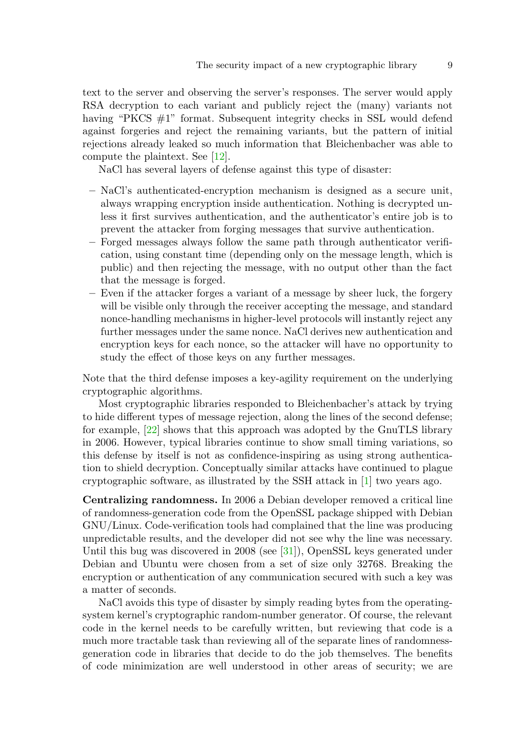text to the server and observing the server's responses. The server would apply RSA decryption to each variant and publicly reject the (many) variants not having "PKCS #1" format. Subsequent integrity checks in SSL would defend against forgeries and reject the remaining variants, but the pattern of initial rejections already leaked so much information that Bleichenbacher was able to compute the plaintext. See [12].

NaCl has several layers of defense against this type of disaster:

- NaCl's authenticated-encryption mechanism is designed as a secure unit, always wrapping encryption inside authentication. Nothing is decrypted unless it first survives authentication, and the authenticator's entire job is to prevent the attacker from forging messages that survive authentication.
- Forged messages always follow the same path through authenticator verification, using constant time (depending only on the message length, which is public) and then rejecting the message, with no output other than the fact that the message is forged.
- Even if the attacker forges a variant of a message by sheer luck, the forgery will be visible only through the receiver accepting the message, and standard nonce-handling mechanisms in higher-level protocols will instantly reject any further messages under the same nonce. NaCl derives new authentication and encryption keys for each nonce, so the attacker will have no opportunity to study the effect of those keys on any further messages.

Note that the third defense imposes a key-agility requirement on the underlying cryptographic algorithms.

Most cryptographic libraries responded to Bleichenbacher's attack by trying to hide different types of message rejection, along the lines of the second defense; for example, [22] shows that this approach was adopted by the GnuTLS library in 2006. However, typical libraries continue to show small timing variations, so this defense by itself is not as confidence-inspiring as using strong authentication to shield decryption. Conceptually similar attacks have continued to plague cryptographic software, as illustrated by the SSH attack in [1] two years ago.

**Centralizing randomness.** In 2006 a Debian developer removed a critical line of randomness-generation code from the OpenSSL package shipped with Debian GNU/Linux. Code-verification tools had complained that the line was producing unpredictable results, and the developer did not see why the line was necessary. Until this bug was discovered in 2008 (see [31]), OpenSSL keys generated under Debian and Ubuntu were chosen from a set of size only 32768. Breaking the encryption or authentication of any communication secured with such a key was a matter of seconds.

NaCl avoids this type of disaster by simply reading bytes from the operating-system kernel's cryptographic random-number generator. Of course, the relevant code in the kernel needs to be carefully written, but reviewing that code is a much more tractable task than reviewing all of the separate lines of randomness-generation code in libraries that decide to do the job themselves. The benefits of code minimization are well understood in other areas of security; we are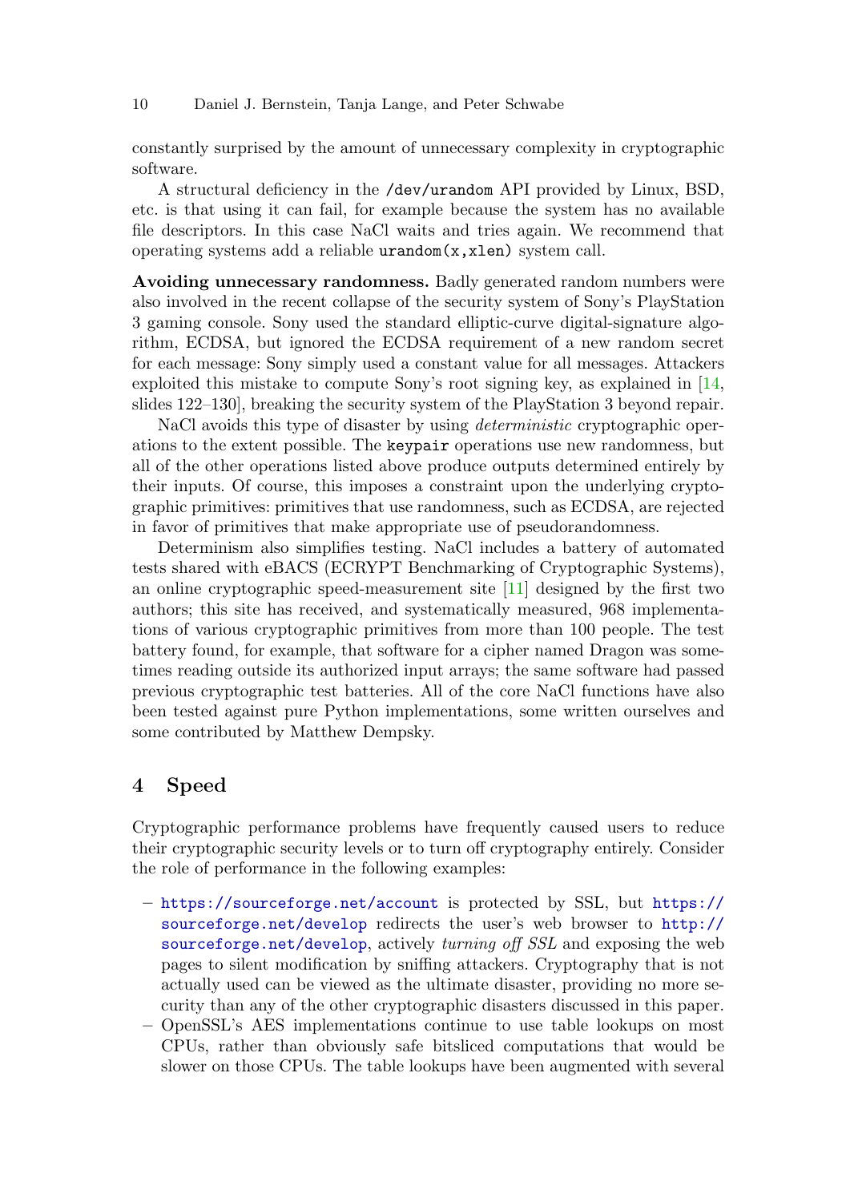constantly surprised by the amount of unnecessary complexity in cryptographic software.

A structural deficiency in the `/dev/urandom` API provided by Linux, BSD, etc. is that using it can fail, for example because the system has no available file descriptors. In this case NaCl waits and tries again. We recommend that operating systems add a reliable `urandom(x,xlen)` system call.

**Avoiding unnecessary randomness.** Badly generated random numbers were also involved in the recent collapse of the security system of Sony's PlayStation 3 gaming console. Sony used the standard elliptic-curve digital-signature algorithm, ECDSA, but ignored the ECDSA requirement of a new random secret for each message: Sony simply used a constant value for all messages. Attackers exploited this mistake to compute Sony's root signing key, as explained in [14, slides 122–130], breaking the security system of the PlayStation 3 beyond repair.

NaCl avoids this type of disaster by using *deterministic* cryptographic operations to the extent possible. The `keypair` operations use new randomness, but all of the other operations listed above produce outputs determined entirely by their inputs. Of course, this imposes a constraint upon the underlying cryptographic primitives: primitives that use randomness, such as ECDSA, are rejected in favor of primitives that make appropriate use of pseudorandomness.

Determinism also simplifies testing. NaCl includes a battery of automated tests shared with eBACS (ECRYPT Benchmarking of Cryptographic Systems), an online cryptographic speed-measurement site [11] designed by the first two authors; this site has received, and systematically measured, 968 implementations of various cryptographic primitives from more than 100 people. The test battery found, for example, that software for a cipher named Dragon was sometimes reading outside its authorized input arrays; the same software had passed previous cryptographic test batteries. All of the core NaCl functions have also been tested against pure Python implementations, some written ourselves and some contributed by Matthew Dempsky.

## 4 Speed

Cryptographic performance problems have frequently caused users to reduce their cryptographic security levels or to turn off cryptography entirely. Consider the role of performance in the following examples:

- https://sourceforge.net/account is protected by SSL, but https://sourceforge.net/develop redirects the user's web browser to http://sourceforge.net/develop, actively *turning off SSL* and exposing the web pages to silent modification by sniffing attackers. Cryptography that is not actually used can be viewed as the ultimate disaster, providing no more security than any of the other cryptographic disasters discussed in this paper.
- OpenSSL's AES implementations continue to use table lookups on most CPUs, rather than obviously safe bitsliced computations that would be slower on those CPUs. The table lookups have been augmented with several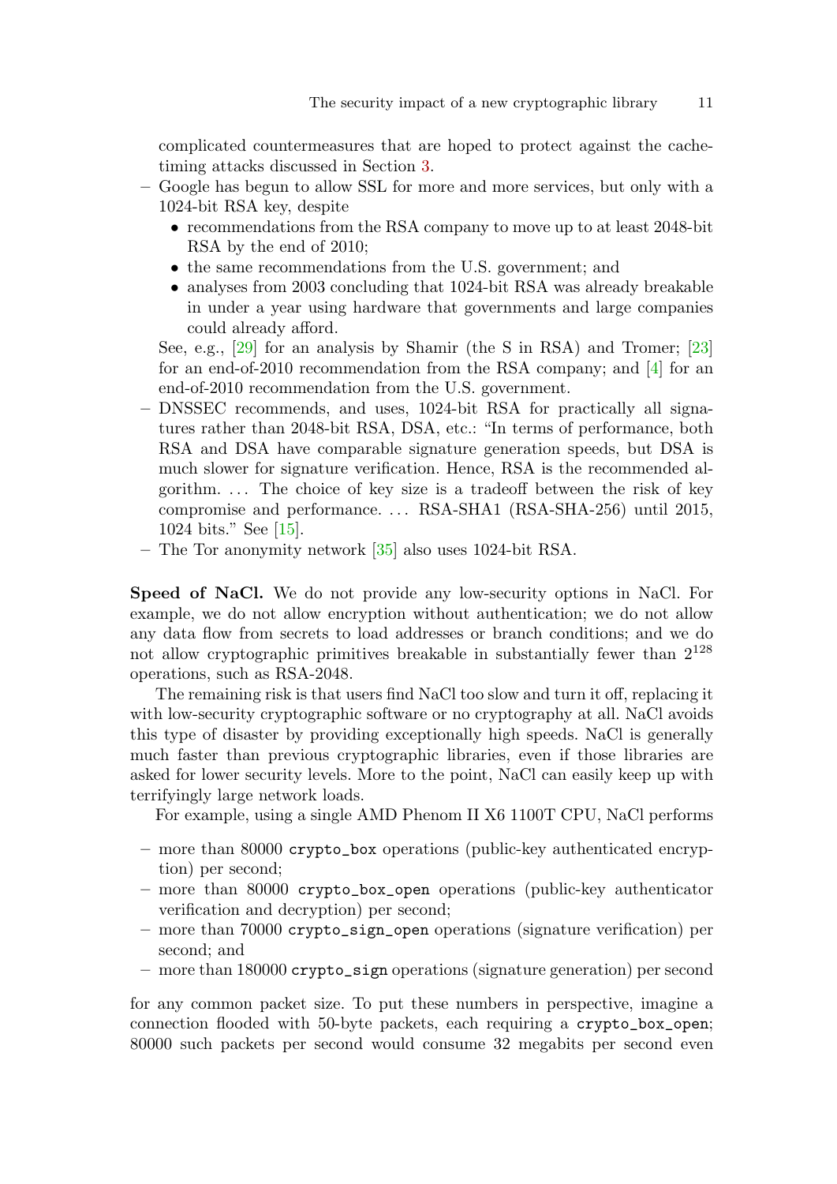complicated countermeasures that are hoped to protect against the cache-timing attacks discussed in Section 3.

- Google has begun to allow SSL for more and more services, but only with a 1024-bit RSA key, despite
  - recommendations from the RSA company to move up to at least 2048-bit RSA by the end of 2010;
  - the same recommendations from the U.S. government; and
  - analyses from 2003 concluding that 1024-bit RSA was already breakable in under a year using hardware that governments and large companies could already afford.

  See, e.g., [29] for an analysis by Shamir (the S in RSA) and Tromer; [23] for an end-of-2010 recommendation from the RSA company; and [4] for an end-of-2010 recommendation from the U.S. government.
- DNSSEC recommends, and uses, 1024-bit RSA for practically all signatures rather than 2048-bit RSA, DSA, etc.: "In terms of performance, both RSA and DSA have comparable signature generation speeds, but DSA is much slower for signature verification. Hence, RSA is the recommended algorithm. ... The choice of key size is a tradeoff between the risk of key compromise and performance. ... RSA-SHA1 (RSA-SHA-256) until 2015, 1024 bits." See [15].
- The Tor anonymity network [35] also uses 1024-bit RSA.

**Speed of NaCl.** We do not provide any low-security options in NaCl. For example, we do not allow encryption without authentication; we do not allow any data flow from secrets to load addresses or branch conditions; and we do not allow cryptographic primitives breakable in substantially fewer than $2^{128}$ operations, such as RSA-2048.

The remaining risk is that users find NaCl too slow and turn it off, replacing it with low-security cryptographic software or no cryptography at all. NaCl avoids this type of disaster by providing exceptionally high speeds. NaCl is generally much faster than previous cryptographic libraries, even if those libraries are asked for lower security levels. More to the point, NaCl can easily keep up with terrifyingly large network loads.

For example, using a single AMD Phenom II X6 1100T CPU, NaCl performs

- more than 80000 `crypto_box` operations (public-key authenticated encryption) per second;
- more than 80000 `crypto_box_open` operations (public-key authenticator verification and decryption) per second;
- more than 70000 `crypto_sign_open` operations (signature verification) per second; and
- more than 180000 `crypto_sign` operations (signature generation) per second

for any common packet size. To put these numbers in perspective, imagine a connection flooded with 50-byte packets, each requiring a `crypto_box_open`; 80000 such packets per second would consume 32 megabits per second even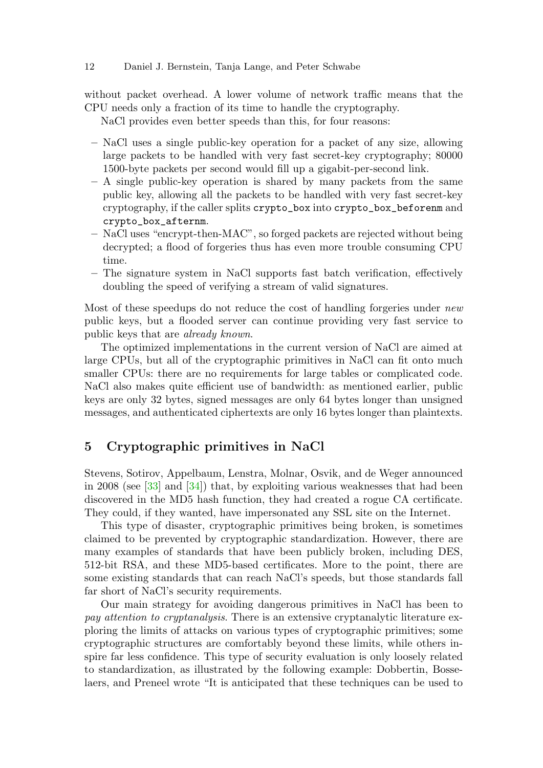without packet overhead. A lower volume of network traffic means that the CPU needs only a fraction of its time to handle the cryptography.

NaCl provides even better speeds than this, for four reasons:

- NaCl uses a single public-key operation for a packet of any size, allowing large packets to be handled with very fast secret-key cryptography; 80000 1500-byte packets per second would fill up a gigabit-per-second link.
- A single public-key operation is shared by many packets from the same public key, allowing all the packets to be handled with very fast secret-key cryptography, if the caller splits `crypto_box` into `crypto_box_beforenm` and `crypto_box_afternm`.
- NaCl uses "encrypt-then-MAC", so forged packets are rejected without being decrypted; a flood of forgeries thus has even more trouble consuming CPU time.
- The signature system in NaCl supports fast batch verification, effectively doubling the speed of verifying a stream of valid signatures.

Most of these speedups do not reduce the cost of handling forgeries under *new* public keys, but a flooded server can continue providing very fast service to public keys that are *already known*.

The optimized implementations in the current version of NaCl are aimed at large CPUs, but all of the cryptographic primitives in NaCl can fit onto much smaller CPUs: there are no requirements for large tables or complicated code. NaCl also makes quite efficient use of bandwidth: as mentioned earlier, public keys are only 32 bytes, signed messages are only 64 bytes longer than unsigned messages, and authenticated ciphertexts are only 16 bytes longer than plaintexts.

## 5 Cryptographic primitives in NaCl

Stevens, Sotirov, Appelbaum, Lenstra, Molnar, Osvik, and de Weger announced in 2008 (see [33] and [34]) that, by exploiting various weaknesses that had been discovered in the MD5 hash function, they had created a rogue CA certificate. They could, if they wanted, have impersonated any SSL site on the Internet.

This type of disaster, cryptographic primitives being broken, is sometimes claimed to be prevented by cryptographic standardization. However, there are many examples of standards that have been publicly broken, including DES, 512-bit RSA, and these MD5-based certificates. More to the point, there are some existing standards that can reach NaCl's speeds, but those standards fall far short of NaCl's security requirements.

Our main strategy for avoiding dangerous primitives in NaCl has been to *pay attention to cryptanalysis*. There is an extensive cryptanalytic literature exploring the limits of attacks on various types of cryptographic primitives; some cryptographic structures are comfortably beyond these limits, while others inspire far less confidence. This type of security evaluation is only loosely related to standardization, as illustrated by the following example: Dobbertin, Bosselaers, and Preneel wrote "It is anticipated that these techniques can be used to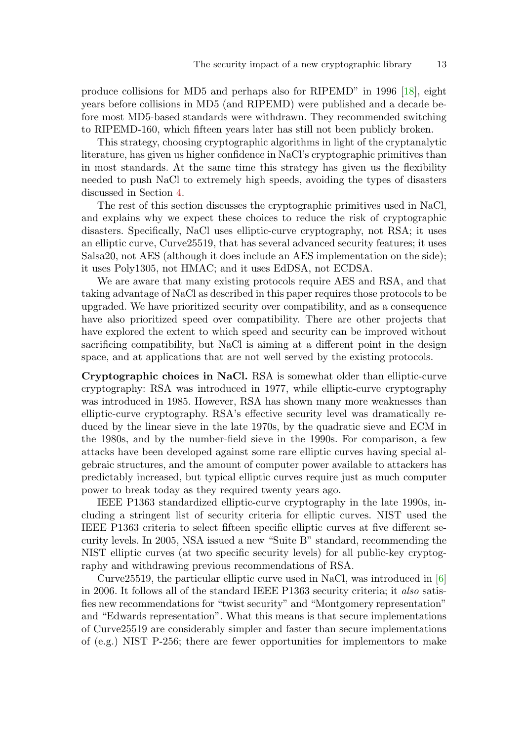produce collisions for MD5 and perhaps also for RIPEMD" in 1996 [18], eight years before collisions in MD5 (and RIPEMD) were published and a decade before most MD5-based standards were withdrawn. They recommended switching to RIPEMD-160, which fifteen years later has still not been publicly broken.

This strategy, choosing cryptographic algorithms in light of the cryptanalytic literature, has given us higher confidence in NaCl's cryptographic primitives than in most standards. At the same time this strategy has given us the flexibility needed to push NaCl to extremely high speeds, avoiding the types of disasters discussed in Section 4.

The rest of this section discusses the cryptographic primitives used in NaCl, and explains why we expect these choices to reduce the risk of cryptographic disasters. Specifically, NaCl uses elliptic-curve cryptography, not RSA; it uses an elliptic curve, Curve25519, that has several advanced security features; it uses Salsa20, not AES (although it does include an AES implementation on the side); it uses Poly1305, not HMAC; and it uses EdDSA, not ECDSA.

We are aware that many existing protocols require AES and RSA, and that taking advantage of NaCl as described in this paper requires those protocols to be upgraded. We have prioritized security over compatibility, and as a consequence have also prioritized speed over compatibility. There are other projects that have explored the extent to which speed and security can be improved without sacrificing compatibility, but NaCl is aiming at a different point in the design space, and at applications that are not well served by the existing protocols.

**Cryptographic choices in NaCl.** RSA is somewhat older than elliptic-curve cryptography: RSA was introduced in 1977, while elliptic-curve cryptography was introduced in 1985. However, RSA has shown many more weaknesses than elliptic-curve cryptography. RSA's effective security level was dramatically reduced by the linear sieve in the late 1970s, by the quadratic sieve and ECM in the 1980s, and by the number-field sieve in the 1990s. For comparison, a few attacks have been developed against some rare elliptic curves having special algebraic structures, and the amount of computer power available to attackers has predictably increased, but typical elliptic curves require just as much computer power to break today as they required twenty years ago.

IEEE P1363 standardized elliptic-curve cryptography in the late 1990s, including a stringent list of security criteria for elliptic curves. NIST used the IEEE P1363 criteria to select fifteen specific elliptic curves at five different security levels. In 2005, NSA issued a new "Suite B" standard, recommending the NIST elliptic curves (at two specific security levels) for all public-key cryptography and withdrawing previous recommendations of RSA.

Curve25519, the particular elliptic curve used in NaCl, was introduced in [6] in 2006. It follows all of the standard IEEE P1363 security criteria; it *also* satisfies new recommendations for "twist security" and "Montgomery representation" and "Edwards representation". What this means is that secure implementations of Curve25519 are considerably simpler and faster than secure implementations of (e.g.) NIST P-256; there are fewer opportunities for implementors to make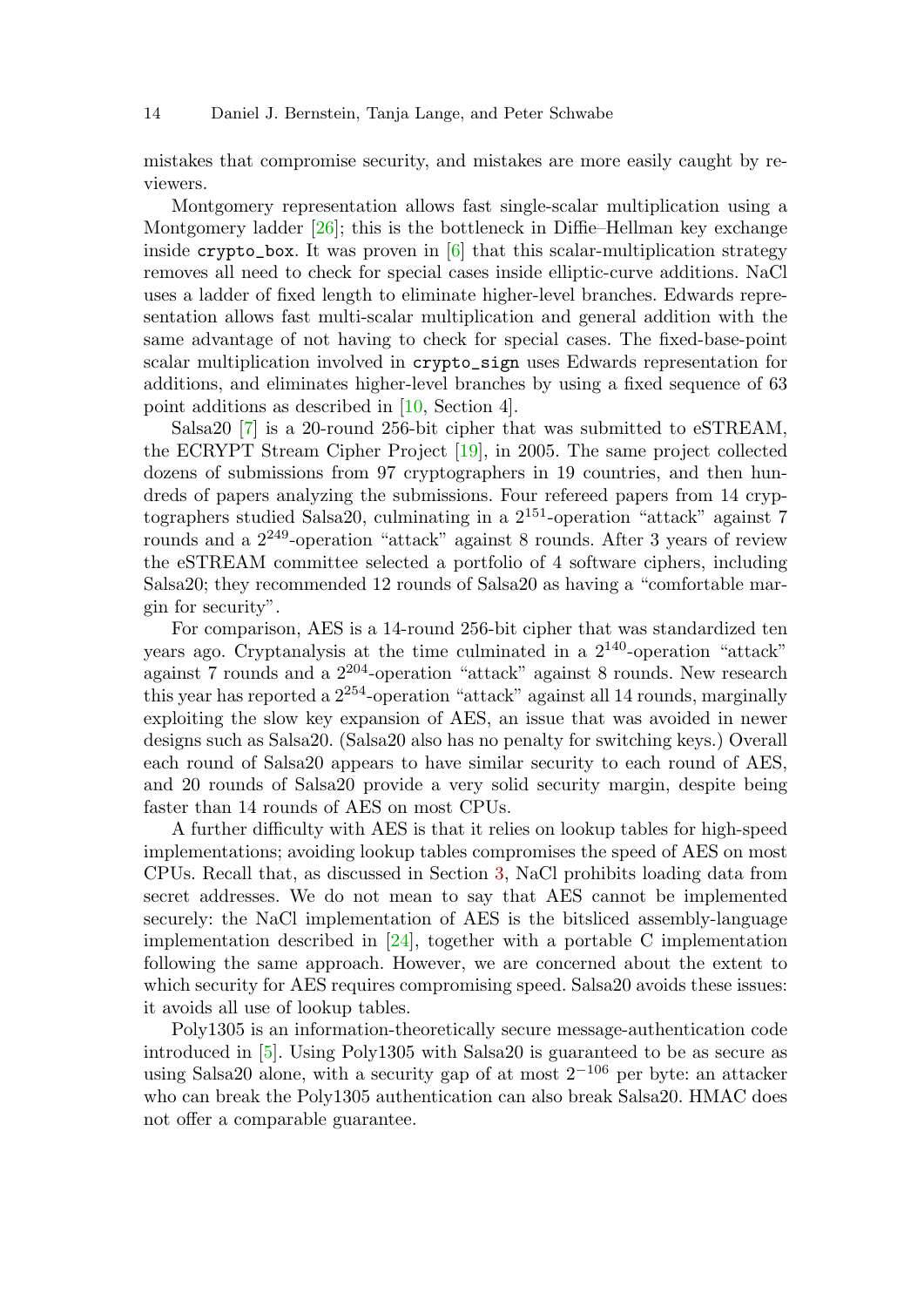mistakes that compromise security, and mistakes are more easily caught by reviewers.

Montgomery representation allows fast single-scalar multiplication using a Montgomery ladder [26]; this is the bottleneck in Diffie–Hellman key exchange inside `crypto_box`. It was proven in [6] that this scalar-multiplication strategy removes all need to check for special cases inside elliptic-curve additions. NaCl uses a ladder of fixed length to eliminate higher-level branches. Edwards representation allows fast multi-scalar multiplication and general addition with the same advantage of not having to check for special cases. The fixed-base-point scalar multiplication involved in `crypto_sign` uses Edwards representation for additions, and eliminates higher-level branches by using a fixed sequence of 63 point additions as described in [10, Section 4].

Salsa20 [7] is a 20-round 256-bit cipher that was submitted to eSTREAM, the ECRYPT Stream Cipher Project [19], in 2005. The same project collected dozens of submissions from 97 cryptographers in 19 countries, and then hundreds of papers analyzing the submissions. Four refereed papers from 14 cryptographers studied Salsa20, culminating in a $2^{151}$-operation "attack" against 7 rounds and a $2^{249}$-operation "attack" against 8 rounds. After 3 years of review the eSTREAM committee selected a portfolio of 4 software ciphers, including Salsa20; they recommended 12 rounds of Salsa20 as having a "comfortable margin for security".

For comparison, AES is a 14-round 256-bit cipher that was standardized ten years ago. Cryptanalysis at the time culminated in a $2^{140}$-operation "attack" against 7 rounds and a $2^{204}$-operation "attack" against 8 rounds. New research this year has reported a $2^{254}$-operation "attack" against all 14 rounds, marginally exploiting the slow key expansion of AES, an issue that was avoided in newer designs such as Salsa20. (Salsa20 also has no penalty for switching keys.) Overall each round of Salsa20 appears to have similar security to each round of AES, and 20 rounds of Salsa20 provide a very solid security margin, despite being faster than 14 rounds of AES on most CPUs.

A further difficulty with AES is that it relies on lookup tables for high-speed implementations; avoiding lookup tables compromises the speed of AES on most CPUs. Recall that, as discussed in Section 3, NaCl prohibits loading data from secret addresses. We do not mean to say that AES cannot be implemented securely: the NaCl implementation of AES is the bitsliced assembly-language implementation described in [24], together with a portable C implementation following the same approach. However, we are concerned about the extent to which security for AES requires compromising speed. Salsa20 avoids these issues: it avoids all use of lookup tables.

Poly1305 is an information-theoretically secure message-authentication code introduced in [5]. Using Poly1305 with Salsa20 is guaranteed to be as secure as using Salsa20 alone, with a security gap of at most $2^{-106}$ per byte: an attacker who can break the Poly1305 authentication can also break Salsa20. HMAC does not offer a comparable guarantee.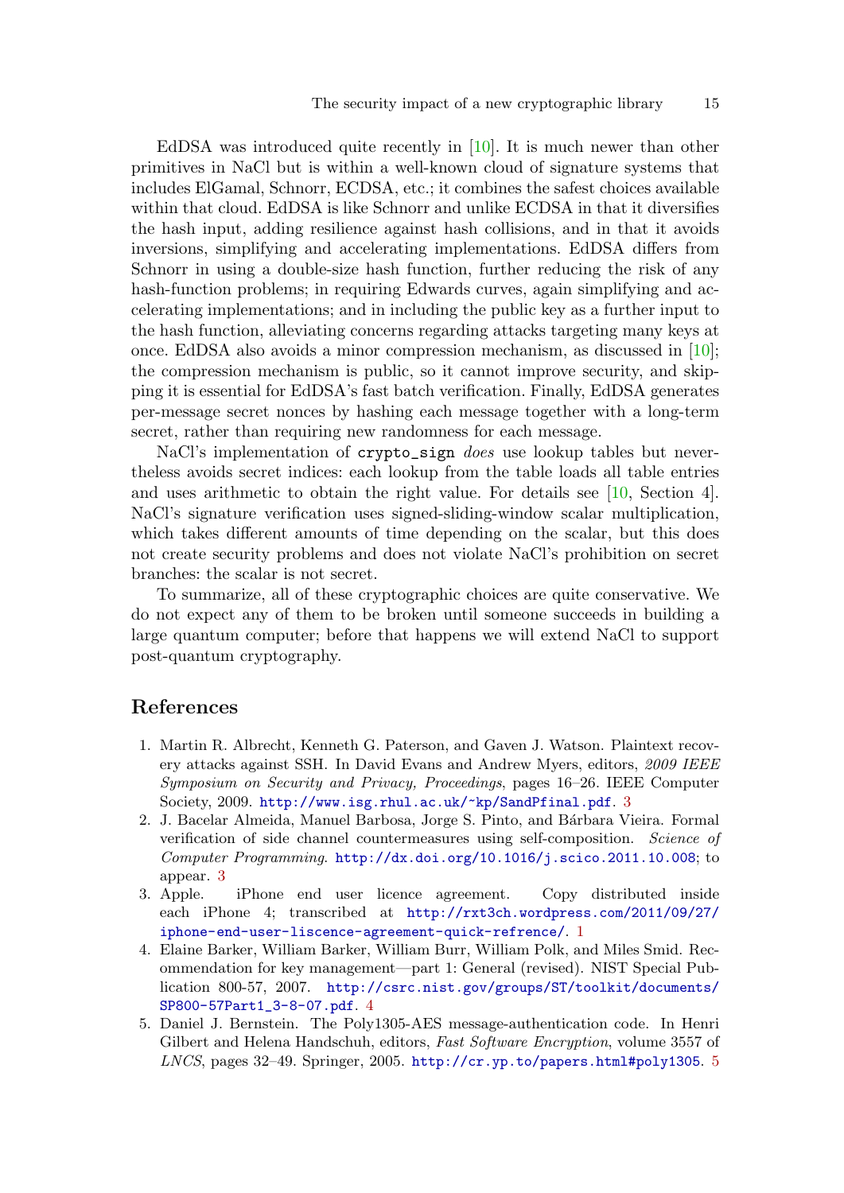EdDSA was introduced quite recently in [10]. It is much newer than other primitives in NaCl but is within a well-known cloud of signature systems that includes ElGamal, Schnorr, ECDSA, etc.; it combines the safest choices available within that cloud. EdDSA is like Schnorr and unlike ECDSA in that it diversifies the hash input, adding resilience against hash collisions, and in that it avoids inversions, simplifying and accelerating implementations. EdDSA differs from Schnorr in using a double-size hash function, further reducing the risk of any hash-function problems; in requiring Edwards curves, again simplifying and accelerating implementations; and in including the public key as a further input to the hash function, alleviating concerns regarding attacks targeting many keys at once. EdDSA also avoids a minor compression mechanism, as discussed in [10]; the compression mechanism is public, so it cannot improve security, and skipping it is essential for EdDSA's fast batch verification. Finally, EdDSA generates per-message secret nonces by hashing each message together with a long-term secret, rather than requiring new randomness for each message.

NaCl's implementation of `crypto_sign` *does* use lookup tables but nevertheless avoids secret indices: each lookup from the table loads all table entries and uses arithmetic to obtain the right value. For details see [10, Section 4]. NaCl's signature verification uses signed-sliding-window scalar multiplication, which takes different amounts of time depending on the scalar, but this does not create security problems and does not violate NaCl's prohibition on secret branches: the scalar is not secret.

To summarize, all of these cryptographic choices are quite conservative. We do not expect any of them to be broken until someone succeeds in building a large quantum computer; before that happens we will extend NaCl to support post-quantum cryptography.

## References

1. Martin R. Albrecht, Kenneth G. Paterson, and Gaven J. Watson. Plaintext recovery attacks against SSH. In David Evans and Andrew Myers, editors, *2009 IEEE Symposium on Security and Privacy, Proceedings*, pages 16–26. IEEE Computer Society, 2009. http://www.isg.rhul.ac.uk/~kp/SandPfinal.pdf. 3
2. J. Bacelar Almeida, Manuel Barbosa, Jorge S. Pinto, and Bárbara Vieira. Formal verification of side channel countermeasures using self-composition. *Science of Computer Programming*. http://dx.doi.org/10.1016/j.scico.2011.10.008; to appear. 3
3. Apple. iPhone end user licence agreement. Copy distributed inside each iPhone 4; transcribed at http://rxt3ch.wordpress.com/2011/09/27/iphone-end-user-liscence-agreement-quick-refrence/. 1
4. Elaine Barker, William Barker, William Burr, William Polk, and Miles Smid. Recommendation for key management—part 1: General (revised). NIST Special Publication 800-57, 2007. http://csrc.nist.gov/groups/ST/toolkit/documents/SP800-57Part1_3-8-07.pdf. 4
5. Daniel J. Bernstein. The Poly1305-AES message-authentication code. In Henri Gilbert and Helena Handschuh, editors, *Fast Software Encryption*, volume 3557 of *LNCS*, pages 32–49. Springer, 2005. http://cr.yp.to/papers.html#poly1305. 5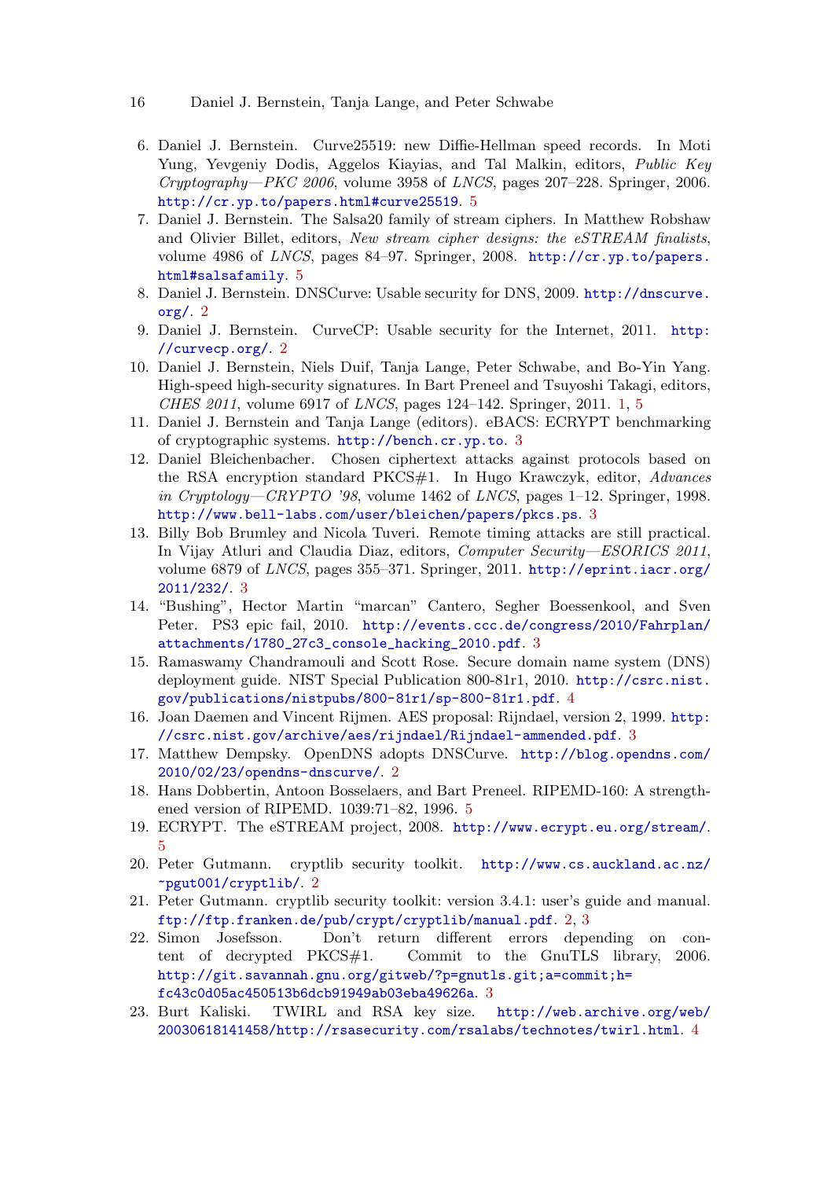6. Daniel J. Bernstein. Curve25519: new Diffie-Hellman speed records. In Moti Yung, Yevgeniy Dodis, Aggelos Kiayias, and Tal Malkin, editors, *Public Key Cryptography—PKC 2006*, volume 3958 of *LNCS*, pages 207–228. Springer, 2006. http://cr.yp.to/papers.html#curve25519. 5
7. Daniel J. Bernstein. The Salsa20 family of stream ciphers. In Matthew Robshaw and Olivier Billet, editors, *New stream cipher designs: the eSTREAM finalists*, volume 4986 of *LNCS*, pages 84–97. Springer, 2008. http://cr.yp.to/papers.html#salsafamily. 5
8. Daniel J. Bernstein. DNSCurve: Usable security for DNS, 2009. http://dnscurve.org/. 2
9. Daniel J. Bernstein. CurveCP: Usable security for the Internet, 2011. http://curvecp.org/. 2
10. Daniel J. Bernstein, Niels Duif, Tanja Lange, Peter Schwabe, and Bo-Yin Yang. High-speed high-security signatures. In Bart Preneel and Tsuyoshi Takagi, editors, *CHES 2011*, volume 6917 of *LNCS*, pages 124–142. Springer, 2011. 1, 5
11. Daniel J. Bernstein and Tanja Lange (editors). eBACS: ECRYPT benchmarking of cryptographic systems. http://bench.cr.yp.to. 3
12. Daniel Bleichenbacher. Chosen ciphertext attacks against protocols based on the RSA encryption standard PKCS#1. In Hugo Krawczyk, editor, *Advances in Cryptology—CRYPTO '98*, volume 1462 of *LNCS*, pages 1–12. Springer, 1998. http://www.bell-labs.com/user/bleichen/papers/pkcs.ps. 3
13. Billy Bob Brumley and Nicola Tuveri. Remote timing attacks are still practical. In Vijay Atluri and Claudia Diaz, editors, *Computer Security—ESORICS 2011*, volume 6879 of *LNCS*, pages 355–371. Springer, 2011. http://eprint.iacr.org/2011/232/. 3
14. "Bushing", Hector Martin "marcan" Cantero, Segher Boessenkool, and Sven Peter. PS3 epic fail, 2010. http://events.ccc.de/congress/2010/Fahrplan/attachments/1780_27c3_console_hacking_2010.pdf. 3
15. Ramaswamy Chandramouli and Scott Rose. Secure domain name system (DNS) deployment guide. NIST Special Publication 800-81r1, 2010. http://csrc.nist.gov/publications/nistpubs/800-81r1/sp-800-81r1.pdf. 4
16. Joan Daemen and Vincent Rijmen. AES proposal: Rijndael, version 2, 1999. http://csrc.nist.gov/archive/aes/rijndael/Rijndael-ammended.pdf. 3
17. Matthew Dempsky. OpenDNS adopts DNSCurve. http://blog.opendns.com/2010/02/23/opendns-dnscurve/. 2
18. Hans Dobbertin, Antoon Bosselaers, and Bart Preneel. RIPEMD-160: A strengthened version of RIPEMD. 1039:71–82, 1996. 5
19. ECRYPT. The eSTREAM project, 2008. http://www.ecrypt.eu.org/stream/. 5
20. Peter Gutmann. cryptlib security toolkit. http://www.cs.auckland.ac.nz/~pgut001/cryptlib/. 2
21. Peter Gutmann. cryptlib security toolkit: version 3.4.1: user's guide and manual. ftp://ftp.franken.de/pub/crypt/cryptlib/manual.pdf. 2, 3
22. Simon Josefsson. Don't return different errors depending on content of decrypted PKCS#1. Commit to the GnuTLS library, 2006. http://git.savannah.gnu.org/gitweb/?p=gnutls.git;a=commit;h=fc43c0d05ac450513b6dcb91949ab03eba49626a. 3
23. Burt Kaliski. TWIRL and RSA key size. http://web.archive.org/web/20030618141458/http://rsasecurity.com/rsalabs/technotes/twirl.html. 4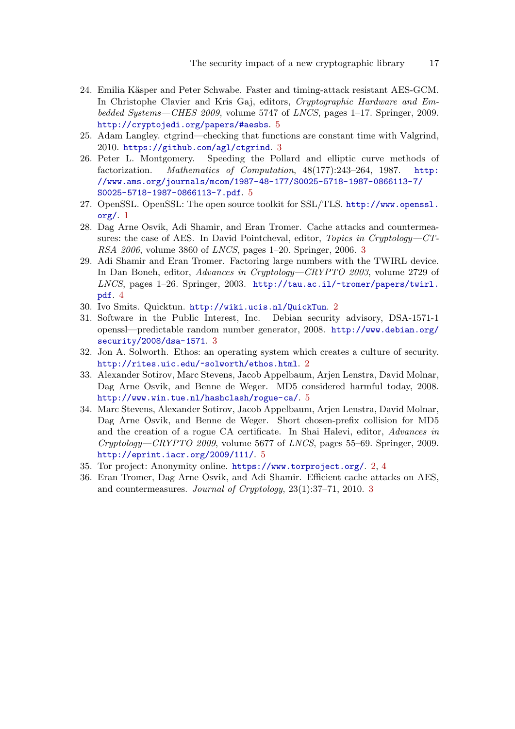24. Emilia Käsper and Peter Schwabe. Faster and timing-attack resistant AES-GCM. In Christophe Clavier and Kris Gaj, editors, *Cryptographic Hardware and Embedded Systems—CHES 2009*, volume 5747 of *LNCS*, pages 1–17. Springer, 2009. http://cryptojedi.org/papers/#aesbs. 5
25. Adam Langley. ctgrind—checking that functions are constant time with Valgrind, 2010. https://github.com/agl/ctgrind. 3
26. Peter L. Montgomery. Speeding the Pollard and elliptic curve methods of factorization. *Mathematics of Computation*, 48(177):243–264, 1987. http://www.ams.org/journals/mcom/1987-48-177/S0025-5718-1987-0866113-7/S0025-5718-1987-0866113-7.pdf. 5
27. OpenSSL. OpenSSL: The open source toolkit for SSL/TLS. http://www.openssl.org/. 1
28. Dag Arne Osvik, Adi Shamir, and Eran Tromer. Cache attacks and countermeasures: the case of AES. In David Pointcheval, editor, *Topics in Cryptology—CT-RSA 2006*, volume 3860 of *LNCS*, pages 1–20. Springer, 2006. 3
29. Adi Shamir and Eran Tromer. Factoring large numbers with the TWIRL device. In Dan Boneh, editor, *Advances in Cryptology—CRYPTO 2003*, volume 2729 of *LNCS*, pages 1–26. Springer, 2003. http://tau.ac.il/~tromer/papers/twirl.pdf. 4
30. Ivo Smits. Quicktun. http://wiki.ucis.nl/QuickTun. 2
31. Software in the Public Interest, Inc. Debian security advisory, DSA-1571-1 openssl—predictable random number generator, 2008. http://www.debian.org/security/2008/dsa-1571. 3
32. Jon A. Solworth. Ethos: an operating system which creates a culture of security. http://rites.uic.edu/~solworth/ethos.html. 2
33. Alexander Sotirov, Marc Stevens, Jacob Appelbaum, Arjen Lenstra, David Molnar, Dag Arne Osvik, and Benne de Weger. MD5 considered harmful today, 2008. http://www.win.tue.nl/hashclash/rogue-ca/. 5
34. Marc Stevens, Alexander Sotirov, Jacob Appelbaum, Arjen Lenstra, David Molnar, Dag Arne Osvik, and Benne de Weger. Short chosen-prefix collision for MD5 and the creation of a rogue CA certificate. In Shai Halevi, editor, *Advances in Cryptology—CRYPTO 2009*, volume 5677 of *LNCS*, pages 55–69. Springer, 2009. http://eprint.iacr.org/2009/111/. 5
35. Tor project: Anonymity online. https://www.torproject.org/. 2, 4
36. Eran Tromer, Dag Arne Osvik, and Adi Shamir. Efficient cache attacks on AES, and countermeasures. *Journal of Cryptology*, 23(1):37–71, 2010. 3